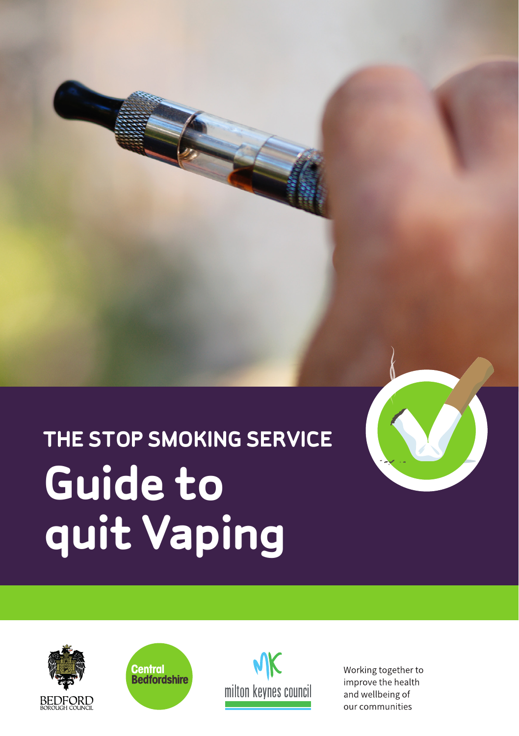THE STOP SMOKING SERVICE

# Guide to quit Vaping

BEDFORD BOROUGH COUNCIL

Central Bedfordshire

milton keynes council

Working together to improve the health and wellbeing of our communities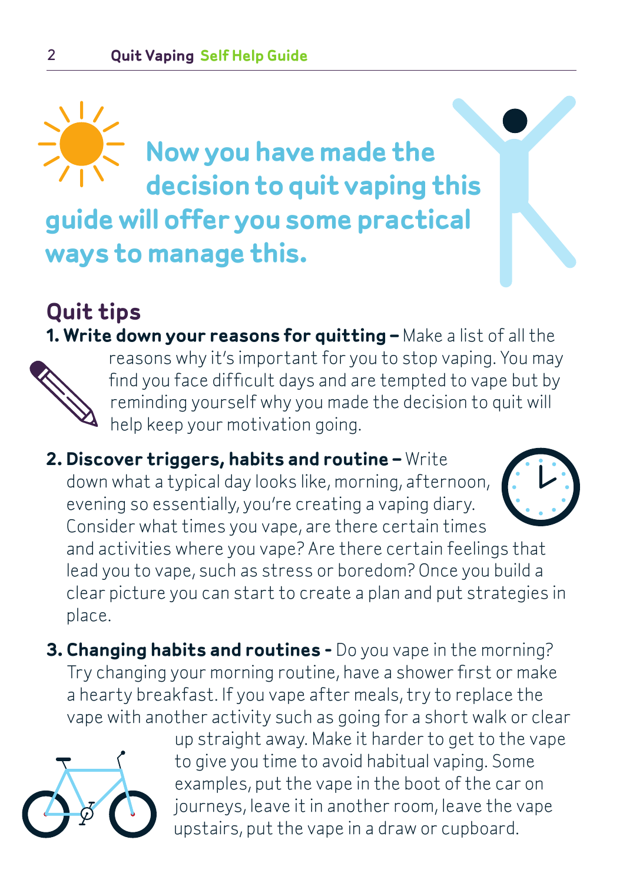## Now you have made the decision to quit vaping this guide will offer you some practical ways to manage this.

## Quit tips

1. **Write down your reasons for quitting –** Make a list of all the reasons why it's important for you to stop vaping. You may find you face difficult days and are tempted to vape but by reminding yourself why you made the decision to quit will help keep your motivation going.

2. **Discover triggers, habits and routine –** Write down what a typical day looks like, morning, afternoon, evening so essentially, you're creating a vaping diary. Consider what times you vape, are there certain times and activities where you vape? Are there certain feelings that lead you to vape, such as stress or boredom? Once you build a clear picture you can start to create a plan and put strategies in place.

3. **Changing habits and routines -** Do you vape in the morning? Try changing your morning routine, have a shower first or make a hearty breakfast. If you vape after meals, try to replace the vape with another activity such as going for a short walk or clear up straight away. Make it harder to get to the vape to give you time to avoid habitual vaping. Some examples, put the vape in the boot of the car on journeys, leave it in another room, leave the vape upstairs, put the vape in a draw or cupboard.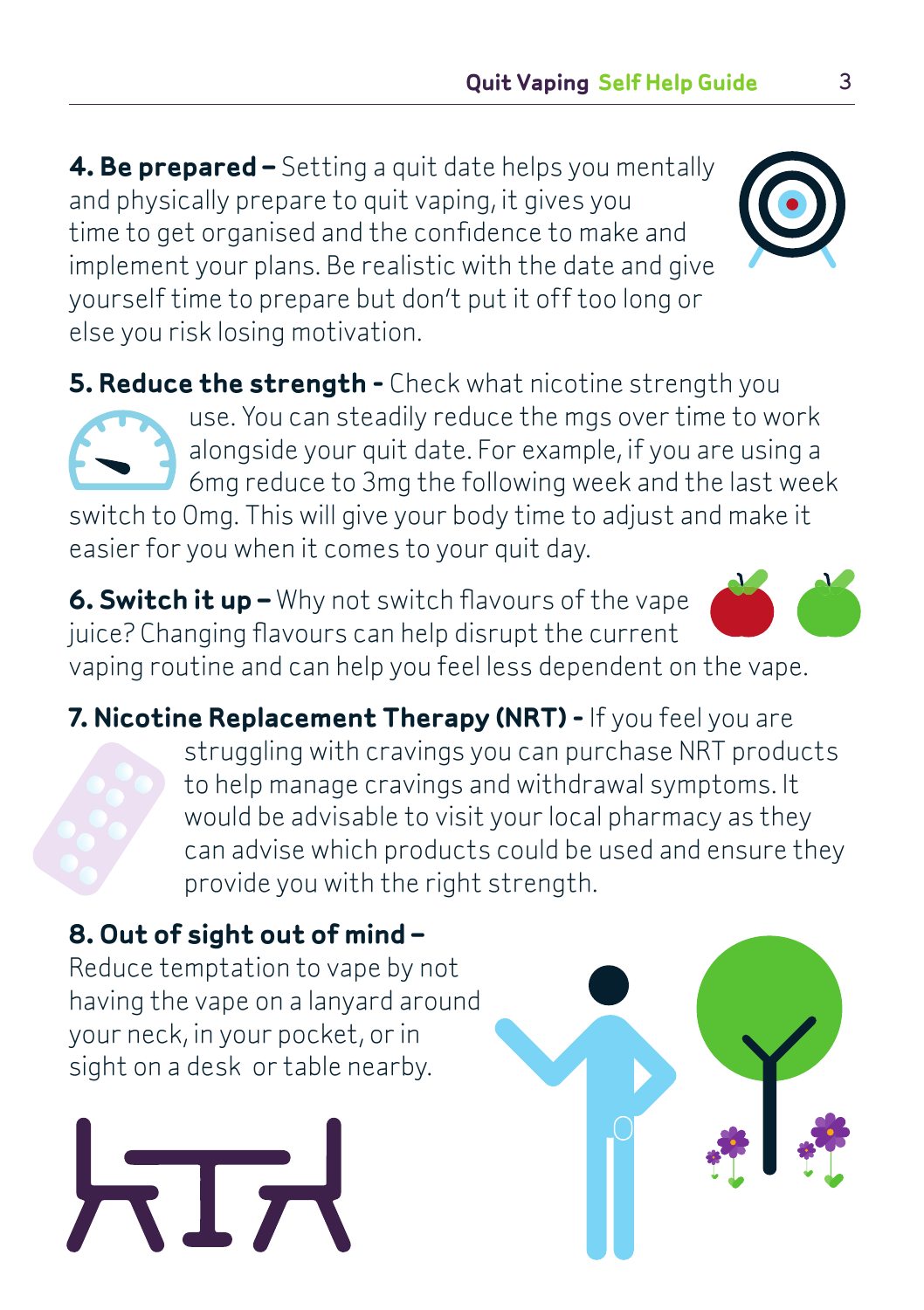**4. Be prepared –** Setting a quit date helps you mentally and physically prepare to quit vaping, it gives you time to get organised and the confidence to make and implement your plans. Be realistic with the date and give yourself time to prepare but don't put it off too long or else you risk losing motivation.

**5. Reduce the strength -** Check what nicotine strength you use. You can steadily reduce the mgs over time to work alongside your quit date. For example, if you are using a 6mg reduce to 3mg the following week and the last week switch to 0mg. This will give your body time to adjust and make it easier for you when it comes to your quit day.

**6. Switch it up –** Why not switch flavours of the vape juice? Changing flavours can help disrupt the current vaping routine and can help you feel less dependent on the vape.

**7. Nicotine Replacement Therapy (NRT) -** If you feel you are struggling with cravings you can purchase NRT products to help manage cravings and withdrawal symptoms. It would be advisable to visit your local pharmacy as they can advise which products could be used and ensure they provide you with the right strength.

**8. Out of sight out of mind –** Reduce temptation to vape by not having the vape on a lanyard around your neck, in your pocket, or in sight on a desk or table nearby.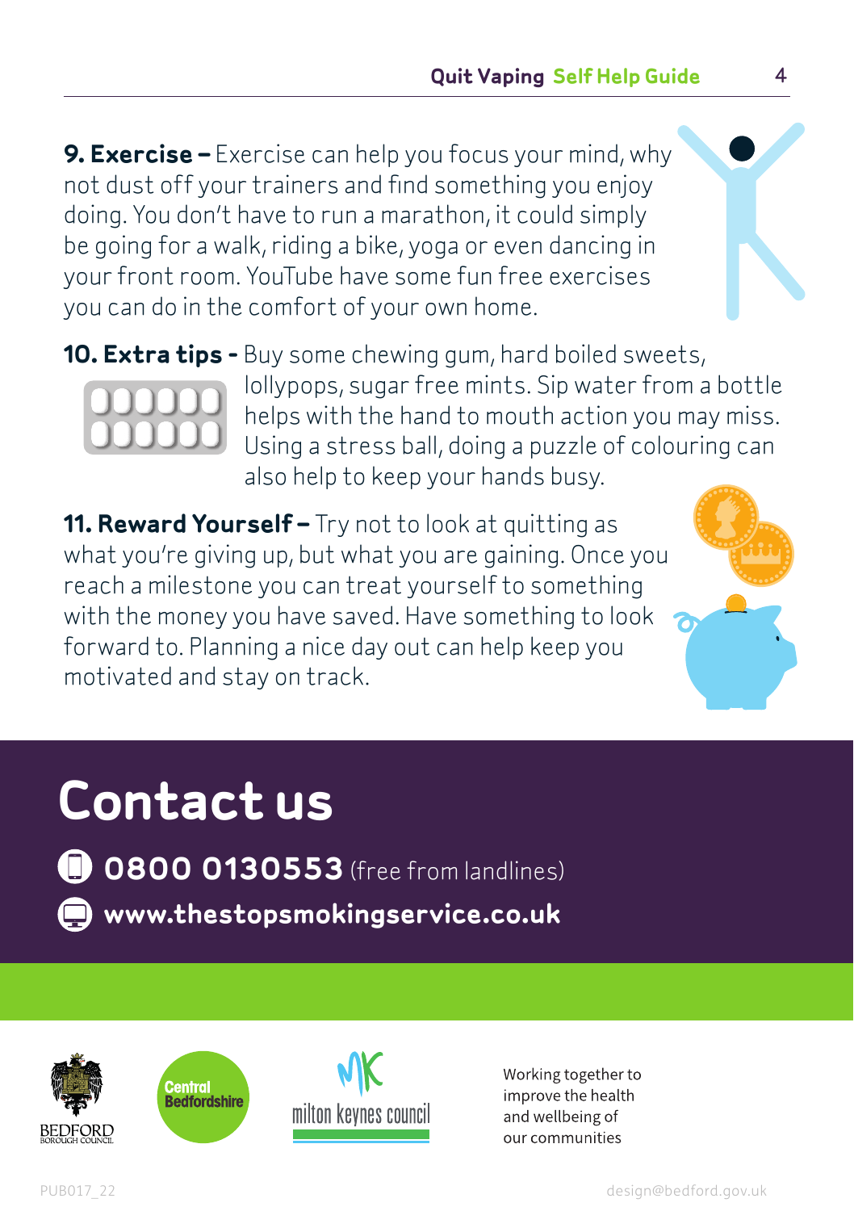**9. Exercise –** Exercise can help you focus your mind, why not dust off your trainers and find something you enjoy doing. You don't have to run a marathon, it could simply be going for a walk, riding a bike, yoga or even dancing in your front room. YouTube have some fun free exercises you can do in the comfort of your own home.

**10. Extra tips -** Buy some chewing gum, hard boiled sweets, lollypops, sugar free mints. Sip water from a bottle helps with the hand to mouth action you may miss. Using a stress ball, doing a puzzle of colouring can also help to keep your hands busy.

**11. Reward Yourself –** Try not to look at quitting as what you're giving up, but what you are gaining. Once you reach a milestone you can treat yourself to something with the money you have saved. Have something to look forward to. Planning a nice day out can help keep you motivated and stay on track.

# Contact us

**0800 0130553** (free from landlines)

**www.thestopsmokingservice.co.uk**

BEDFORD BOROUGH COUNCIL

Central Bedfordshire

milton keynes council

Working together to improve the health and wellbeing of our communities

PUB017_22

design@bedford.gov.uk